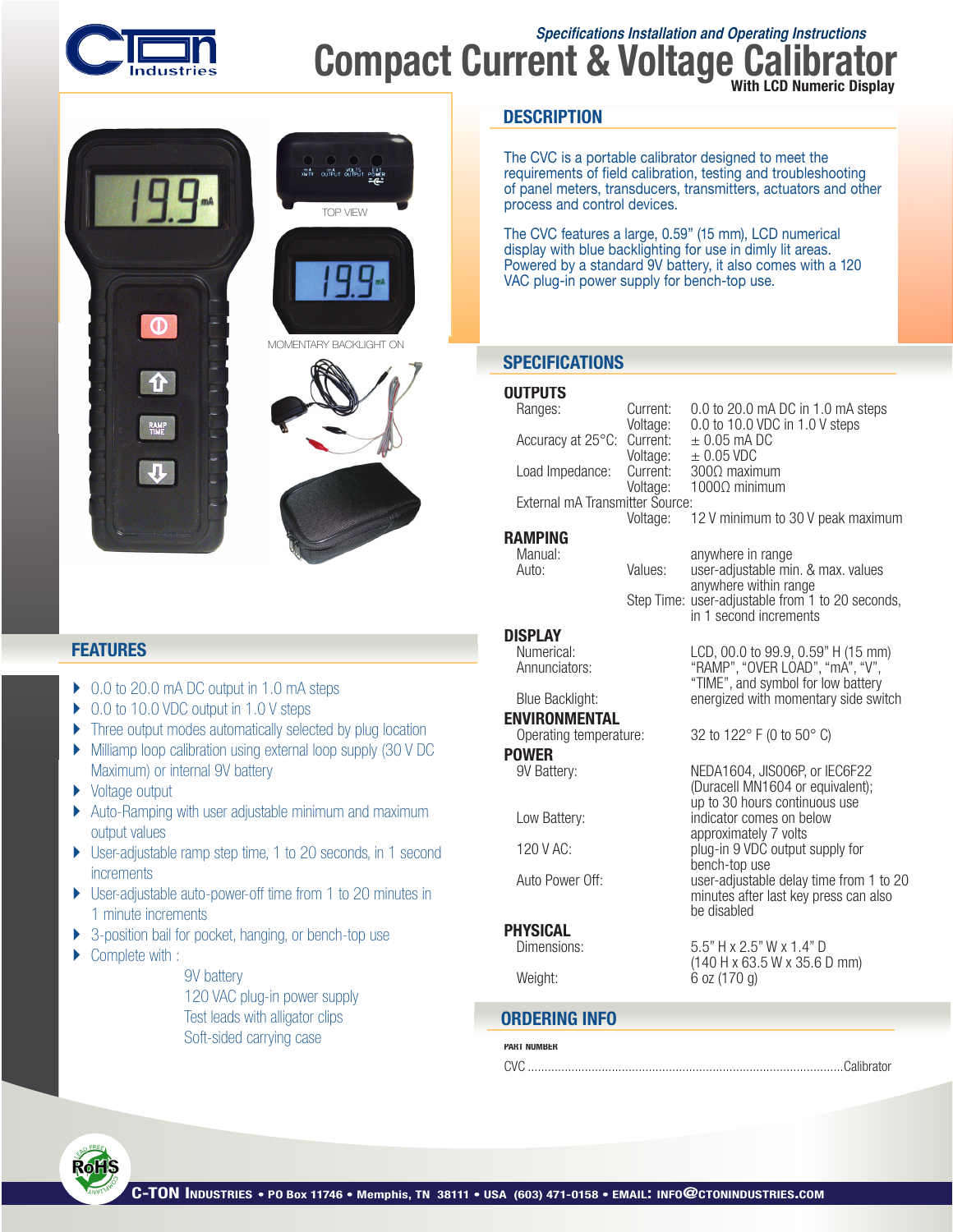*Specifications Installation and Operating Instructions*

# Compact Current & Voltage Calibrator

**With LCD Numeric Display**

TOP VIEW

MOMENTARY BACKLIGHT ON

## DESCRIPTION

The CVC is a portable calibrator designed to meet the requirements of field calibration, testing and troubleshooting of panel meters, transducers, transmitters, actuators and other process and control devices.

The CVC features a large, 0.59" (15 mm), LCD numerical display with blue backlighting for use in dimly lit areas. Powered by a standard 9V battery, it also comes with a 120 VAC plug-in power supply for bench-top use.

## FEATURES

- 0.0 to 20.0 mA DC output in 1.0 mA steps
- 0.0 to 10.0 VDC output in 1.0 V steps
- Three output modes automatically selected by plug location
- Milliamp loop calibration using external loop supply (30 V DC Maximum) or internal 9V battery
- Voltage output
- Auto-Ramping with user adjustable minimum and maximum output values
- User-adjustable ramp step time, 1 to 20 seconds, in 1 second increments
- User-adjustable auto-power-off time from 1 to 20 minutes in 1 minute increments
- 3-position bail for pocket, hanging, or bench-top use
- Complete with :
  - 9V battery
  - 120 VAC plug-in power supply
  - Test leads with alligator clips
  - Soft-sided carrying case

## SPECIFICATIONS

### OUTPUTS

| | | |
|---|---|---|
| Ranges: | Current: | 0.0 to 20.0 mA DC in 1.0 mA steps |
| | Voltage: | 0.0 to 10.0 VDC in 1.0 V steps |
| Accuracy at 25°C: | Current: | ± 0.05 mA DC |
| | Voltage: | ± 0.05 VDC |
| Load Impedance: | Current: | 300Ω maximum |
| | Voltage: | 1000Ω minimum |
| External mA Transmitter Source: | | |
| | Voltage: | 12 V minimum to 30 V peak maximum |

### RAMPING

| | | |
|---|---|---|
| Manual: | | anywhere in range |
| Auto: | Values: | user-adjustable min. & max. values anywhere within range |
| | Step Time: | user-adjustable from 1 to 20 seconds, in 1 second increments |

### DISPLAY

| | |
|---|---|
| Numerical: | LCD, 00.0 to 99.9, 0.59" H (15 mm) |
| Annunciators: | "RAMP", "OVER LOAD", "mA", "V", "TIME", and symbol for low battery |
| Blue Backlight: | energized with momentary side switch |

### ENVIRONMENTAL

| | |
|---|---|
| Operating temperature: | 32 to 122° F (0 to 50° C) |

### POWER

| | |
|---|---|
| 9V Battery: | NEDA1604, JIS006P, or IEC6F22 (Duracell MN1604 or equivalent); up to 30 hours continuous use |
| Low Battery: | indicator comes on below approximately 7 volts |
| 120 V AC: | plug-in 9 VDC output supply for bench-top use |
| Auto Power Off: | user-adjustable delay time from 1 to 20 minutes after last key press can also be disabled |

### PHYSICAL

| | |
|---|---|
| Dimensions: | 5.5" H x 2.5" W x 1.4" D (140 H x 63.5 W x 35.6 D mm) |
| Weight: | 6 oz (170 g) |

## ORDERING INFO

PART NUMBER

CVC ............................................................ Calibrator

**C-TON INDUSTRIES** • PO Box 11746 • Memphis, TN 38111 • USA (603) 471-0158 • EMAIL: INFO@CTONINDUSTRIES.COM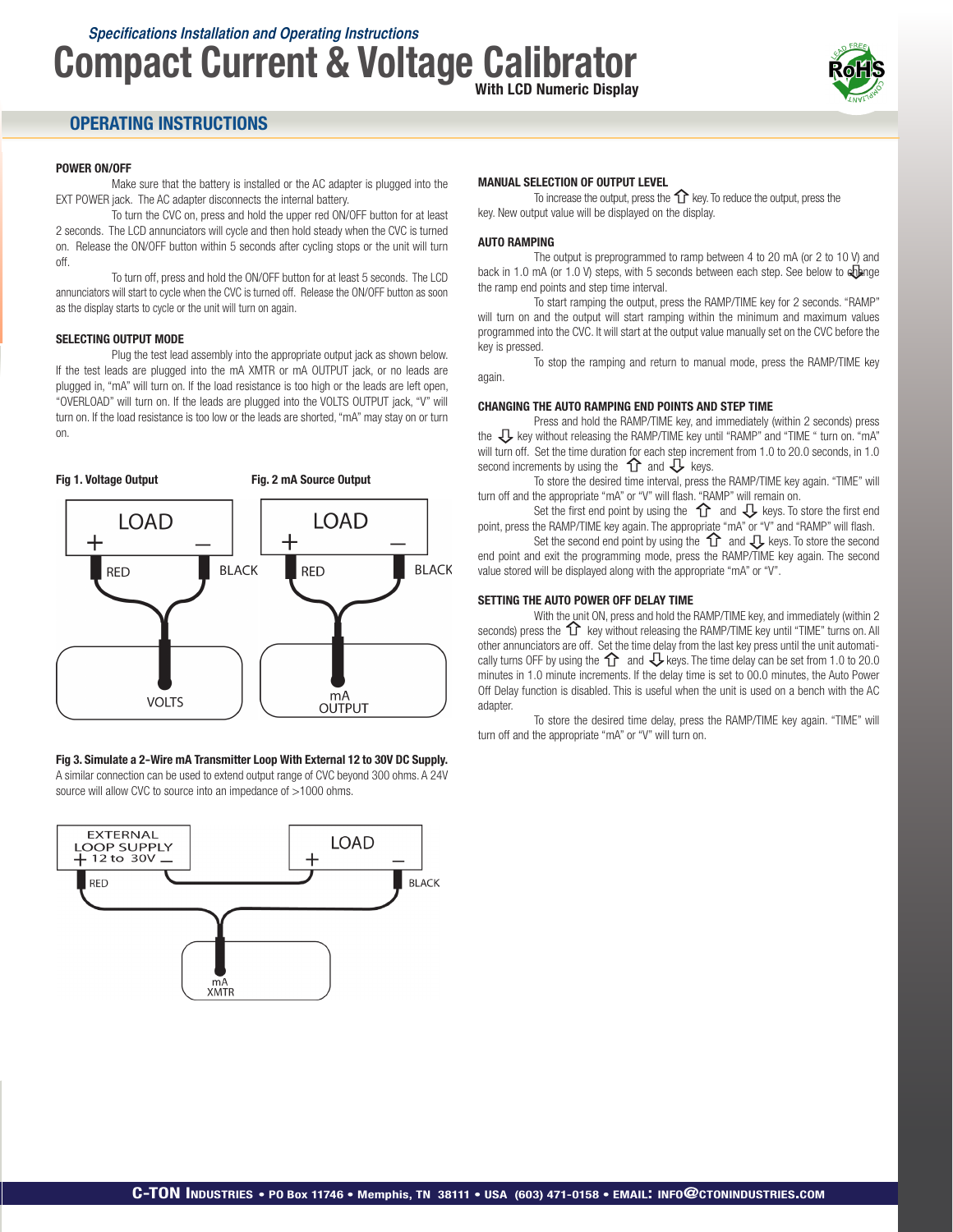*Specifications Installation and Operating Instructions*

# Compact Current & Voltage Calibrator

**With LCD Numeric Display**

## OPERATING INSTRUCTIONS

### POWER ON/OFF

Make sure that the battery is installed or the AC adapter is plugged into the EXT POWER jack. The AC adapter disconnects the internal battery.

To turn the CVC on, press and hold the upper red ON/OFF button for at least 2 seconds. The LCD annunciators will cycle and then hold steady when the CVC is turned on. Release the ON/OFF button within 5 seconds after cycling stops or the unit will turn off.

To turn off, press and hold the ON/OFF button for at least 5 seconds. The LCD annunciators will start to cycle when the CVC is turned off. Release the ON/OFF button as soon as the display starts to cycle or the unit will turn on again.

### SELECTING OUTPUT MODE

Plug the test lead assembly into the appropriate output jack as shown below. If the test leads are plugged into the mA XMTR or mA OUTPUT jack, or no leads are plugged in, "mA" will turn on. If the load resistance is too high or the leads are left open, "OVERLOAD" will turn on. If the leads are plugged into the VOLTS OUTPUT jack, "V" will turn on. If the load resistance is too low or the leads are shorted, "mA" may stay on or turn on.

**Fig 1. Voltage Output**

LOAD
+ –
RED
BLACK
VOLTS

**Fig. 2 mA Source Output**

LOAD
+ –
RED
BLACK
mA OUTPUT

**Fig 3. Simulate a 2-Wire mA Transmitter Loop With External 12 to 30V DC Supply.**

A similar connection can be used to extend output range of CVC beyond 300 ohms. A 24V source will allow CVC to source into an impedance of >1000 ohms.

EXTERNAL LOOP SUPPLY
+ 12 to 30V –
LOAD
+ –
RED
BLACK
mA XMTR

### MANUAL SELECTION OF OUTPUT LEVEL

To increase the output, press the ⇧ key. To reduce the output, press the key. New output value will be displayed on the display.

### AUTO RAMPING

The output is preprogrammed to ramp between 4 to 20 mA (or 2 to 10 V) and back in 1.0 mA (or 1.0 V) steps, with 5 seconds between each step. See below to change the ramp end points and step time interval.

To start ramping the output, press the RAMP/TIME key for 2 seconds. "RAMP" will turn on and the output will start ramping within the minimum and maximum values programmed into the CVC. It will start at the output value manually set on the CVC before the key is pressed.

To stop the ramping and return to manual mode, press the RAMP/TIME key again.

### CHANGING THE AUTO RAMPING END POINTS AND STEP TIME

Press and hold the RAMP/TIME key, and immediately (within 2 seconds) press the ⇩ key without releasing the RAMP/TIME key until "RAMP" and "TIME " turn on. "mA" will turn off. Set the time duration for each step increment from 1.0 to 20.0 seconds, in 1.0 second increments by using the ⇧ and ⇩ keys.

To store the desired time interval, press the RAMP/TIME key again. "TIME" will turn off and the appropriate "mA" or "V" will flash. "RAMP" will remain on.

Set the first end point by using the ⇧ and ⇩ keys. To store the first end point, press the RAMP/TIME key again. The appropriate "mA" or "V" and "RAMP" will flash.

Set the second end point by using the ⇧ and ⇩ keys. To store the second end point and exit the programming mode, press the RAMP/TIME key again. The second value stored will be displayed along with the appropriate "mA" or "V".

### SETTING THE AUTO POWER OFF DELAY TIME

With the unit ON, press and hold the RAMP/TIME key, and immediately (within 2 seconds) press the ⇧ key without releasing the RAMP/TIME key until "TIME" turns on. All other annunciators are off. Set the time delay from the last key press until the unit automatically turns OFF by using the ⇧ and ⇩ keys. The time delay can be set from 1.0 to 20.0 minutes in 1.0 minute increments. If the delay time is set to 00.0 minutes, the Auto Power Off Delay function is disabled. This is useful when the unit is used on a bench with the AC adapter.

To store the desired time delay, press the RAMP/TIME key again. "TIME" will turn off and the appropriate "mA" or "V" will turn on.

**C-TON INDUSTRIES • PO Box 11746 • Memphis, TN 38111 • USA (603) 471-0158 • EMAIL: INFO@CTONINDUSTRIES.COM**